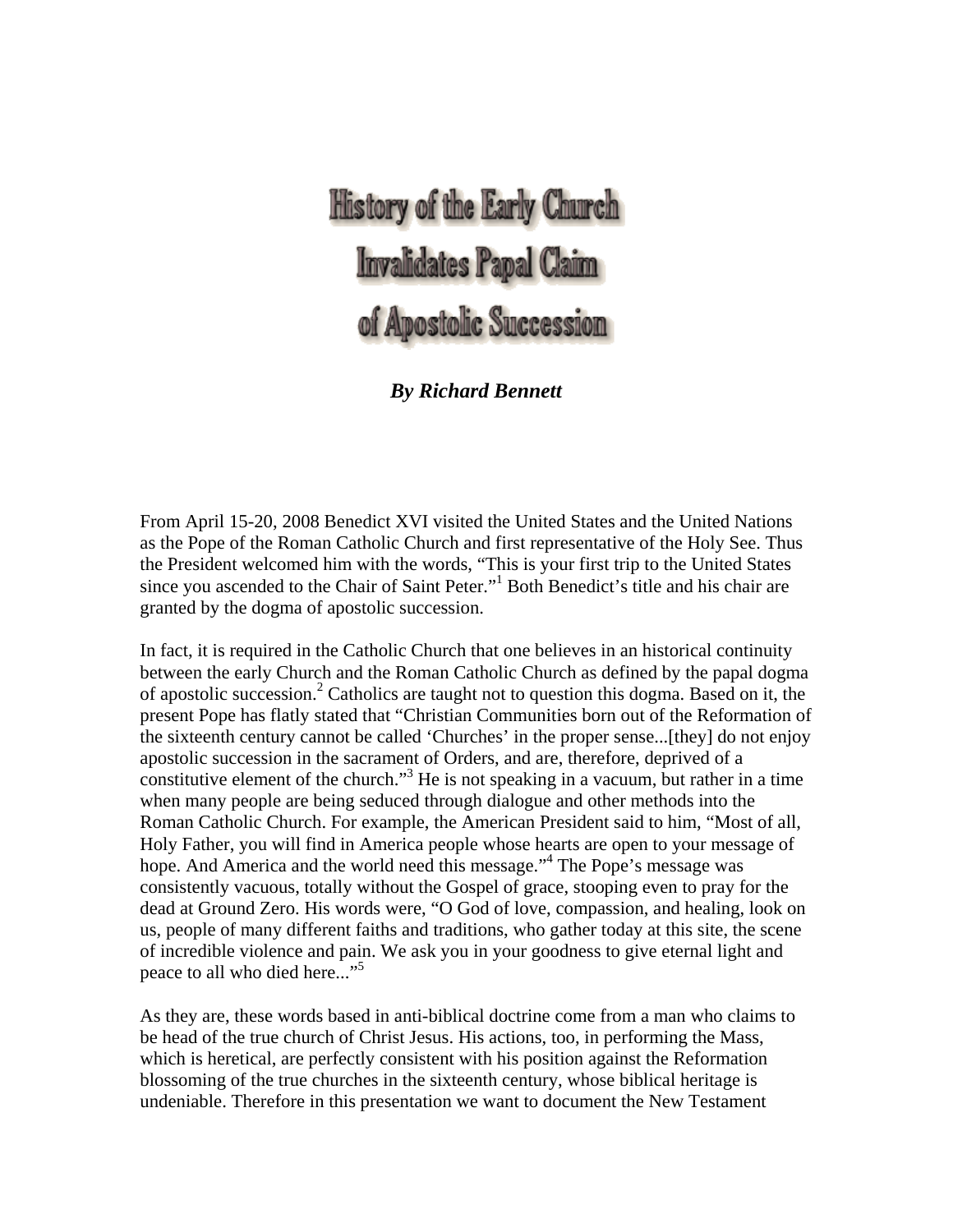# History of the Early Church Invalidates Papal Claim of Apostolic Succession

***By Richard Bennett***

From April 15-20, 2008 Benedict XVI visited the United States and the United Nations as the Pope of the Roman Catholic Church and first representative of the Holy See. Thus the President welcomed him with the words, "This is your first trip to the United States since you ascended to the Chair of Saint Peter."[1] Both Benedict's title and his chair are granted by the dogma of apostolic succession.

In fact, it is required in the Catholic Church that one believes in an historical continuity between the early Church and the Roman Catholic Church as defined by the papal dogma of apostolic succession.[2] Catholics are taught not to question this dogma. Based on it, the present Pope has flatly stated that "Christian Communities born out of the Reformation of the sixteenth century cannot be called 'Churches' in the proper sense...[they] do not enjoy apostolic succession in the sacrament of Orders, and are, therefore, deprived of a constitutive element of the church."[3] He is not speaking in a vacuum, but rather in a time when many people are being seduced through dialogue and other methods into the Roman Catholic Church. For example, the American President said to him, "Most of all, Holy Father, you will find in America people whose hearts are open to your message of hope. And America and the world need this message."[4] The Pope's message was consistently vacuous, totally without the Gospel of grace, stooping even to pray for the dead at Ground Zero. His words were, "O God of love, compassion, and healing, look on us, people of many different faiths and traditions, who gather today at this site, the scene of incredible violence and pain. We ask you in your goodness to give eternal light and peace to all who died here..."[5]

As they are, these words based in anti-biblical doctrine come from a man who claims to be head of the true church of Christ Jesus. His actions, too, in performing the Mass, which is heretical, are perfectly consistent with his position against the Reformation blossoming of the true churches in the sixteenth century, whose biblical heritage is undeniable. Therefore in this presentation we want to document the New Testament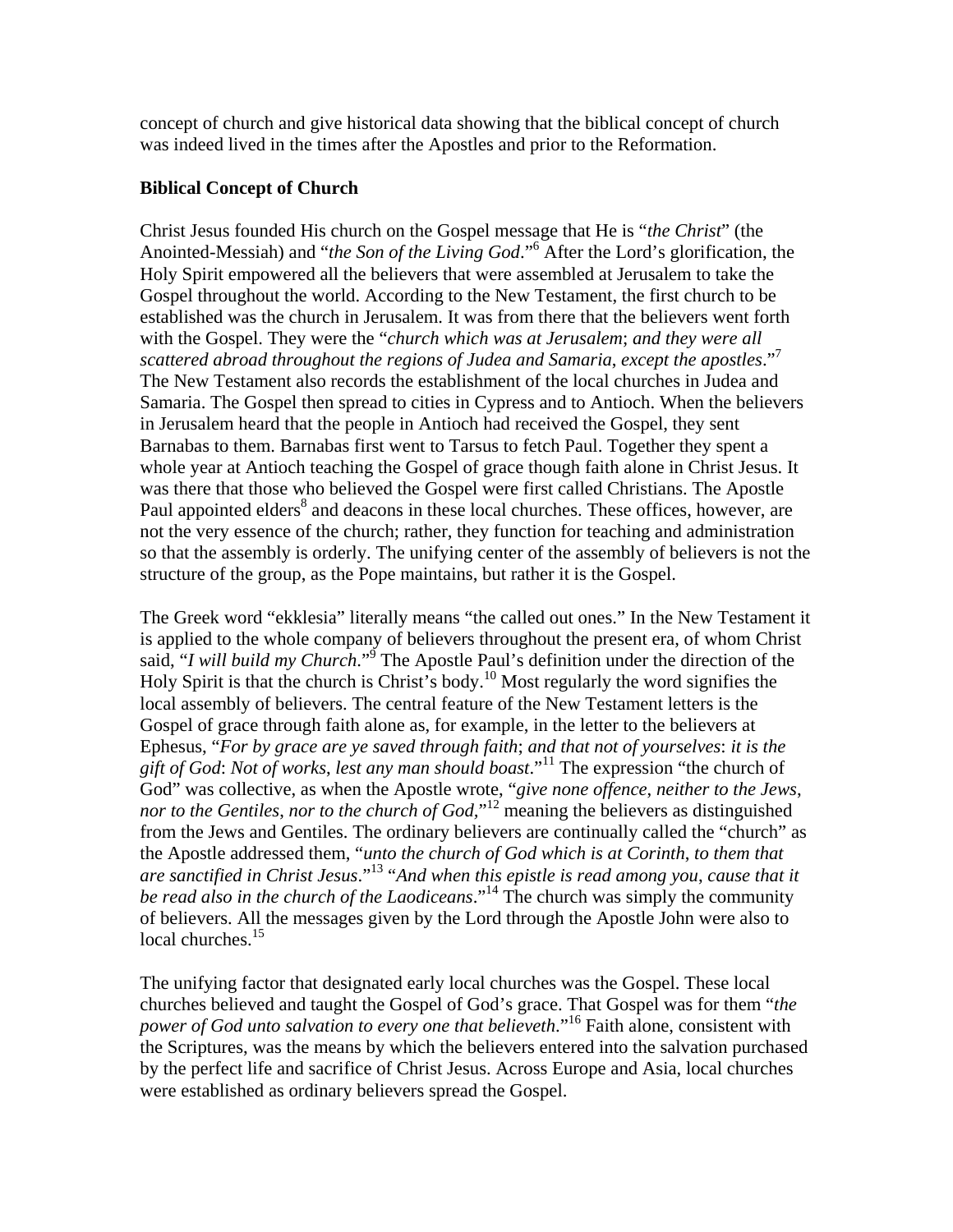concept of church and give historical data showing that the biblical concept of church was indeed lived in the times after the Apostles and prior to the Reformation.

**Biblical Concept of Church**

Christ Jesus founded His church on the Gospel message that He is "*the Christ*" (the Anointed-Messiah) and "*the Son of the Living God*."[6] After the Lord's glorification, the Holy Spirit empowered all the believers that were assembled at Jerusalem to take the Gospel throughout the world. According to the New Testament, the first church to be established was the church in Jerusalem. It was from there that the believers went forth with the Gospel. They were the "*church which was at Jerusalem*; *and they were all scattered abroad throughout the regions of Judea and Samaria*, *except the apostles*."[7] The New Testament also records the establishment of the local churches in Judea and Samaria. The Gospel then spread to cities in Cypress and to Antioch. When the believers in Jerusalem heard that the people in Antioch had received the Gospel, they sent Barnabas to them. Barnabas first went to Tarsus to fetch Paul. Together they spent a whole year at Antioch teaching the Gospel of grace though faith alone in Christ Jesus. It was there that those who believed the Gospel were first called Christians. The Apostle Paul appointed elders[8] and deacons in these local churches. These offices, however, are not the very essence of the church; rather, they function for teaching and administration so that the assembly is orderly. The unifying center of the assembly of believers is not the structure of the group, as the Pope maintains, but rather it is the Gospel.

The Greek word "ekklesia" literally means "the called out ones." In the New Testament it is applied to the whole company of believers throughout the present era, of whom Christ said, "*I will build my Church*."[9] The Apostle Paul's definition under the direction of the Holy Spirit is that the church is Christ's body.[10] Most regularly the word signifies the local assembly of believers. The central feature of the New Testament letters is the Gospel of grace through faith alone as, for example, in the letter to the believers at Ephesus, "*For by grace are ye saved through faith*; *and that not of yourselves*: *it is the gift of God*: *Not of works*, *lest any man should boast*."[11] The expression "the church of God" was collective, as when the Apostle wrote, "*give none offence*, *neither to the Jews*, *nor to the Gentiles*, *nor to the church of God*,"[12] meaning the believers as distinguished from the Jews and Gentiles. The ordinary believers are continually called the "church" as the Apostle addressed them, "*unto the church of God which is at Corinth*, *to them that are sanctified in Christ Jesus*."[13] "*And when this epistle is read among you*, *cause that it be read also in the church of the Laodiceans*."[14] The church was simply the community of believers. All the messages given by the Lord through the Apostle John were also to local churches.[15]

The unifying factor that designated early local churches was the Gospel. These local churches believed and taught the Gospel of God's grace. That Gospel was for them "*the power of God unto salvation to every one that believeth*."[16] Faith alone, consistent with the Scriptures, was the means by which the believers entered into the salvation purchased by the perfect life and sacrifice of Christ Jesus. Across Europe and Asia, local churches were established as ordinary believers spread the Gospel.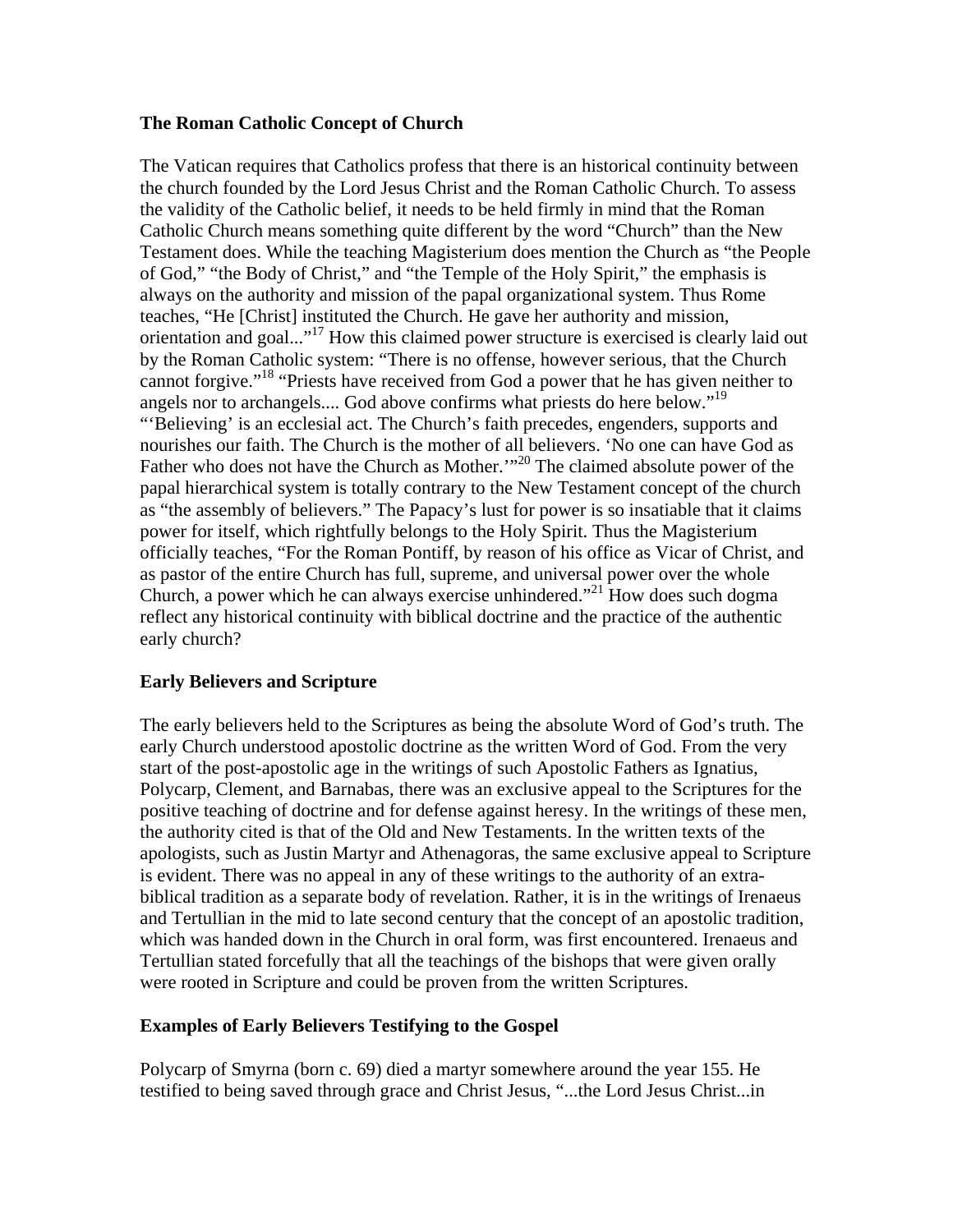**The Roman Catholic Concept of Church**

The Vatican requires that Catholics profess that there is an historical continuity between the church founded by the Lord Jesus Christ and the Roman Catholic Church. To assess the validity of the Catholic belief, it needs to be held firmly in mind that the Roman Catholic Church means something quite different by the word "Church" than the New Testament does. While the teaching Magisterium does mention the Church as "the People of God," "the Body of Christ," and "the Temple of the Holy Spirit," the emphasis is always on the authority and mission of the papal organizational system. Thus Rome teaches, "He [Christ] instituted the Church. He gave her authority and mission, orientation and goal..."[17] How this claimed power structure is exercised is clearly laid out by the Roman Catholic system: "There is no offense, however serious, that the Church cannot forgive."[18] "Priests have received from God a power that he has given neither to angels nor to archangels.... God above confirms what priests do here below."[19] "'Believing' is an ecclesial act. The Church's faith precedes, engenders, supports and nourishes our faith. The Church is the mother of all believers. 'No one can have God as Father who does not have the Church as Mother.'"[20] The claimed absolute power of the papal hierarchical system is totally contrary to the New Testament concept of the church as "the assembly of believers." The Papacy's lust for power is so insatiable that it claims power for itself, which rightfully belongs to the Holy Spirit. Thus the Magisterium officially teaches, "For the Roman Pontiff, by reason of his office as Vicar of Christ, and as pastor of the entire Church has full, supreme, and universal power over the whole Church, a power which he can always exercise unhindered."[21] How does such dogma reflect any historical continuity with biblical doctrine and the practice of the authentic early church?

**Early Believers and Scripture**

The early believers held to the Scriptures as being the absolute Word of God's truth. The early Church understood apostolic doctrine as the written Word of God. From the very start of the post-apostolic age in the writings of such Apostolic Fathers as Ignatius, Polycarp, Clement, and Barnabas, there was an exclusive appeal to the Scriptures for the positive teaching of doctrine and for defense against heresy. In the writings of these men, the authority cited is that of the Old and New Testaments. In the written texts of the apologists, such as Justin Martyr and Athenagoras, the same exclusive appeal to Scripture is evident. There was no appeal in any of these writings to the authority of an extra-biblical tradition as a separate body of revelation. Rather, it is in the writings of Irenaeus and Tertullian in the mid to late second century that the concept of an apostolic tradition, which was handed down in the Church in oral form, was first encountered. Irenaeus and Tertullian stated forcefully that all the teachings of the bishops that were given orally were rooted in Scripture and could be proven from the written Scriptures.

**Examples of Early Believers Testifying to the Gospel**

Polycarp of Smyrna (born c. 69) died a martyr somewhere around the year 155. He testified to being saved through grace and Christ Jesus, "...the Lord Jesus Christ...in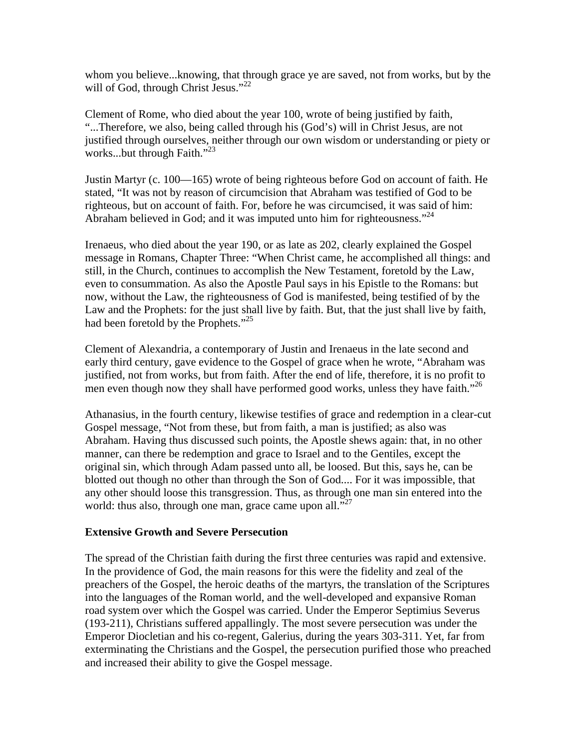whom you believe...knowing, that through grace ye are saved, not from works, but by the will of God, through Christ Jesus."[22]

Clement of Rome, who died about the year 100, wrote of being justified by faith, "...Therefore, we also, being called through his (God's) will in Christ Jesus, are not justified through ourselves, neither through our own wisdom or understanding or piety or works...but through Faith."[23]

Justin Martyr (c. 100—165) wrote of being righteous before God on account of faith. He stated, "It was not by reason of circumcision that Abraham was testified of God to be righteous, but on account of faith. For, before he was circumcised, it was said of him: Abraham believed in God; and it was imputed unto him for righteousness."[24]

Irenaeus, who died about the year 190, or as late as 202, clearly explained the Gospel message in Romans, Chapter Three: "When Christ came, he accomplished all things: and still, in the Church, continues to accomplish the New Testament, foretold by the Law, even to consummation. As also the Apostle Paul says in his Epistle to the Romans: but now, without the Law, the righteousness of God is manifested, being testified of by the Law and the Prophets: for the just shall live by faith. But, that the just shall live by faith, had been foretold by the Prophets."[25]

Clement of Alexandria, a contemporary of Justin and Irenaeus in the late second and early third century, gave evidence to the Gospel of grace when he wrote, "Abraham was justified, not from works, but from faith. After the end of life, therefore, it is no profit to men even though now they shall have performed good works, unless they have faith."[26]

Athanasius, in the fourth century, likewise testifies of grace and redemption in a clear-cut Gospel message, "Not from these, but from faith, a man is justified; as also was Abraham. Having thus discussed such points, the Apostle shews again: that, in no other manner, can there be redemption and grace to Israel and to the Gentiles, except the original sin, which through Adam passed unto all, be loosed. But this, says he, can be blotted out though no other than through the Son of God.... For it was impossible, that any other should loose this transgression. Thus, as through one man sin entered into the world: thus also, through one man, grace came upon all."[27]

**Extensive Growth and Severe Persecution**

The spread of the Christian faith during the first three centuries was rapid and extensive. In the providence of God, the main reasons for this were the fidelity and zeal of the preachers of the Gospel, the heroic deaths of the martyrs, the translation of the Scriptures into the languages of the Roman world, and the well-developed and expansive Roman road system over which the Gospel was carried. Under the Emperor Septimius Severus (193-211), Christians suffered appallingly. The most severe persecution was under the Emperor Diocletian and his co-regent, Galerius, during the years 303-311. Yet, far from exterminating the Christians and the Gospel, the persecution purified those who preached and increased their ability to give the Gospel message.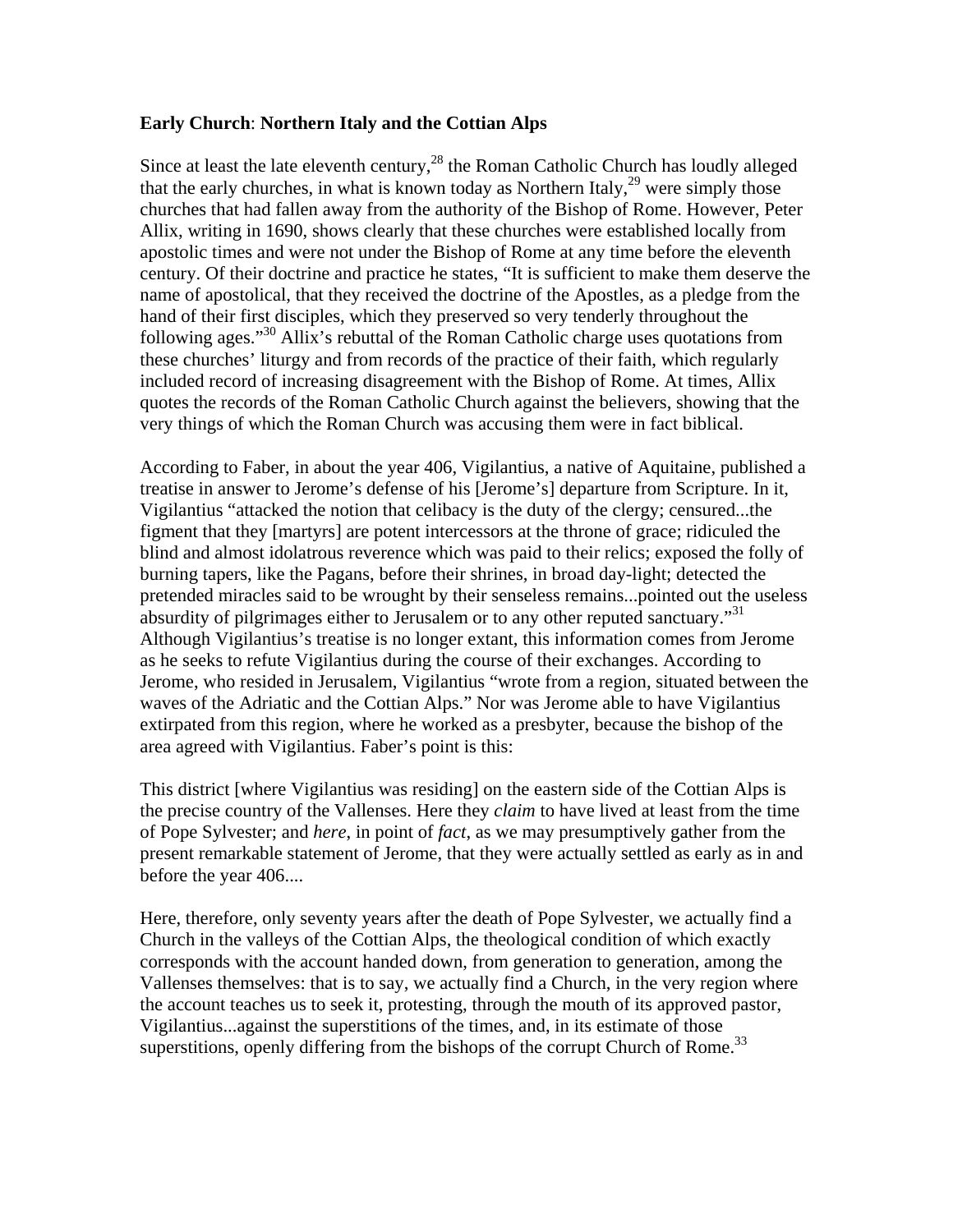**Early Church**: **Northern Italy and the Cottian Alps**

Since at least the late eleventh century,[28] the Roman Catholic Church has loudly alleged that the early churches, in what is known today as Northern Italy,[29] were simply those churches that had fallen away from the authority of the Bishop of Rome. However, Peter Allix, writing in 1690, shows clearly that these churches were established locally from apostolic times and were not under the Bishop of Rome at any time before the eleventh century. Of their doctrine and practice he states, "It is sufficient to make them deserve the name of apostolical, that they received the doctrine of the Apostles, as a pledge from the hand of their first disciples, which they preserved so very tenderly throughout the following ages."[30] Allix's rebuttal of the Roman Catholic charge uses quotations from these churches' liturgy and from records of the practice of their faith, which regularly included record of increasing disagreement with the Bishop of Rome. At times, Allix quotes the records of the Roman Catholic Church against the believers, showing that the very things of which the Roman Church was accusing them were in fact biblical.

According to Faber, in about the year 406, Vigilantius, a native of Aquitaine, published a treatise in answer to Jerome's defense of his [Jerome's] departure from Scripture. In it, Vigilantius "attacked the notion that celibacy is the duty of the clergy; censured...the figment that they [martyrs] are potent intercessors at the throne of grace; ridiculed the blind and almost idolatrous reverence which was paid to their relics; exposed the folly of burning tapers, like the Pagans, before their shrines, in broad day-light; detected the pretended miracles said to be wrought by their senseless remains...pointed out the useless absurdity of pilgrimages either to Jerusalem or to any other reputed sanctuary."[31] Although Vigilantius's treatise is no longer extant, this information comes from Jerome as he seeks to refute Vigilantius during the course of their exchanges. According to Jerome, who resided in Jerusalem, Vigilantius "wrote from a region, situated between the waves of the Adriatic and the Cottian Alps." Nor was Jerome able to have Vigilantius extirpated from this region, where he worked as a presbyter, because the bishop of the area agreed with Vigilantius. Faber's point is this:

This district [where Vigilantius was residing] on the eastern side of the Cottian Alps is the precise country of the Vallenses. Here they *claim* to have lived at least from the time of Pope Sylvester; and *here*, in point of *fact*, as we may presumptively gather from the present remarkable statement of Jerome, that they were actually settled as early as in and before the year 406....

Here, therefore, only seventy years after the death of Pope Sylvester, we actually find a Church in the valleys of the Cottian Alps, the theological condition of which exactly corresponds with the account handed down, from generation to generation, among the Vallenses themselves: that is to say, we actually find a Church, in the very region where the account teaches us to seek it, protesting, through the mouth of its approved pastor, Vigilantius...against the superstitions of the times, and, in its estimate of those superstitions, openly differing from the bishops of the corrupt Church of Rome.[33]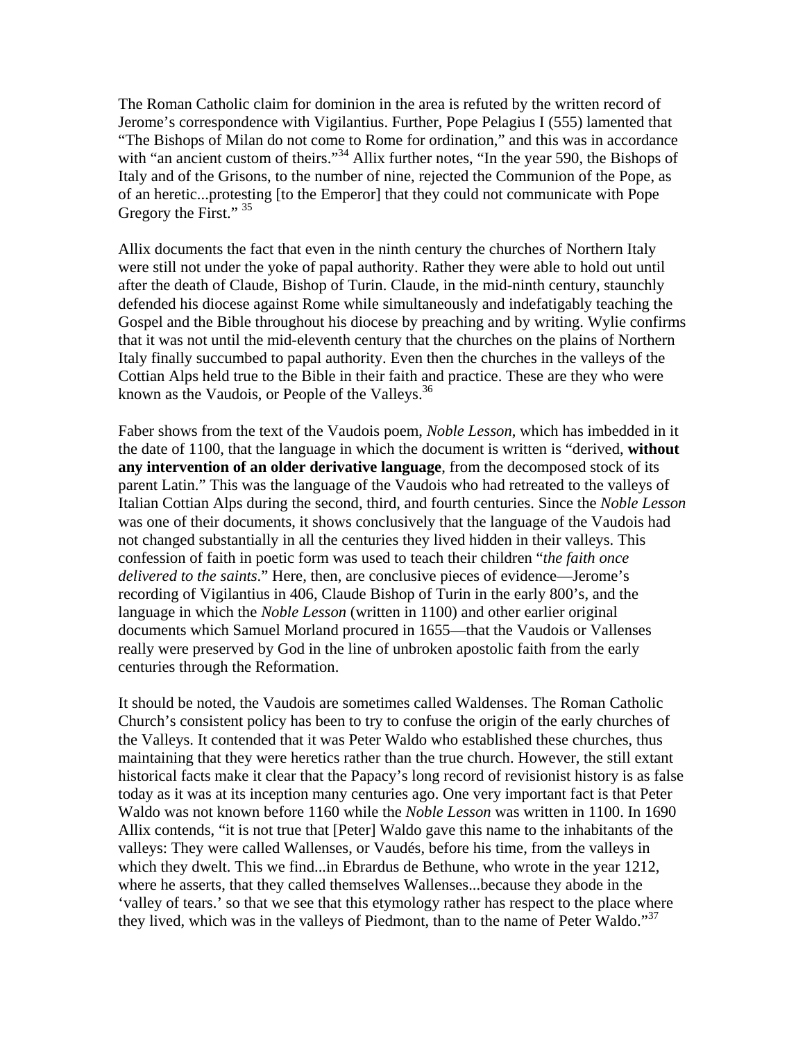The Roman Catholic claim for dominion in the area is refuted by the written record of Jerome's correspondence with Vigilantius. Further, Pope Pelagius I (555) lamented that "The Bishops of Milan do not come to Rome for ordination," and this was in accordance with "an ancient custom of theirs."[34] Allix further notes, "In the year 590, the Bishops of Italy and of the Grisons, to the number of nine, rejected the Communion of the Pope, as of an heretic...protesting [to the Emperor] that they could not communicate with Pope Gregory the First." [35]

Allix documents the fact that even in the ninth century the churches of Northern Italy were still not under the yoke of papal authority. Rather they were able to hold out until after the death of Claude, Bishop of Turin. Claude, in the mid-ninth century, staunchly defended his diocese against Rome while simultaneously and indefatigably teaching the Gospel and the Bible throughout his diocese by preaching and by writing. Wylie confirms that it was not until the mid-eleventh century that the churches on the plains of Northern Italy finally succumbed to papal authority. Even then the churches in the valleys of the Cottian Alps held true to the Bible in their faith and practice. These are they who were known as the Vaudois, or People of the Valleys.[36]

Faber shows from the text of the Vaudois poem, *Noble Lesson*, which has imbedded in it the date of 1100, that the language in which the document is written is "derived, **without any intervention of an older derivative language**, from the decomposed stock of its parent Latin." This was the language of the Vaudois who had retreated to the valleys of Italian Cottian Alps during the second, third, and fourth centuries. Since the *Noble Lesson* was one of their documents, it shows conclusively that the language of the Vaudois had not changed substantially in all the centuries they lived hidden in their valleys. This confession of faith in poetic form was used to teach their children "*the faith once delivered to the saints*." Here, then, are conclusive pieces of evidence—Jerome's recording of Vigilantius in 406, Claude Bishop of Turin in the early 800's, and the language in which the *Noble Lesson* (written in 1100) and other earlier original documents which Samuel Morland procured in 1655—that the Vaudois or Vallenses really were preserved by God in the line of unbroken apostolic faith from the early centuries through the Reformation.

It should be noted, the Vaudois are sometimes called Waldenses. The Roman Catholic Church's consistent policy has been to try to confuse the origin of the early churches of the Valleys. It contended that it was Peter Waldo who established these churches, thus maintaining that they were heretics rather than the true church. However, the still extant historical facts make it clear that the Papacy's long record of revisionist history is as false today as it was at its inception many centuries ago. One very important fact is that Peter Waldo was not known before 1160 while the *Noble Lesson* was written in 1100. In 1690 Allix contends, "it is not true that [Peter] Waldo gave this name to the inhabitants of the valleys: They were called Wallenses, or Vaudés, before his time, from the valleys in which they dwelt. This we find...in Ebrardus de Bethune, who wrote in the year 1212, where he asserts, that they called themselves Wallenses...because they abode in the 'valley of tears.' so that we see that this etymology rather has respect to the place where they lived, which was in the valleys of Piedmont, than to the name of Peter Waldo."[37]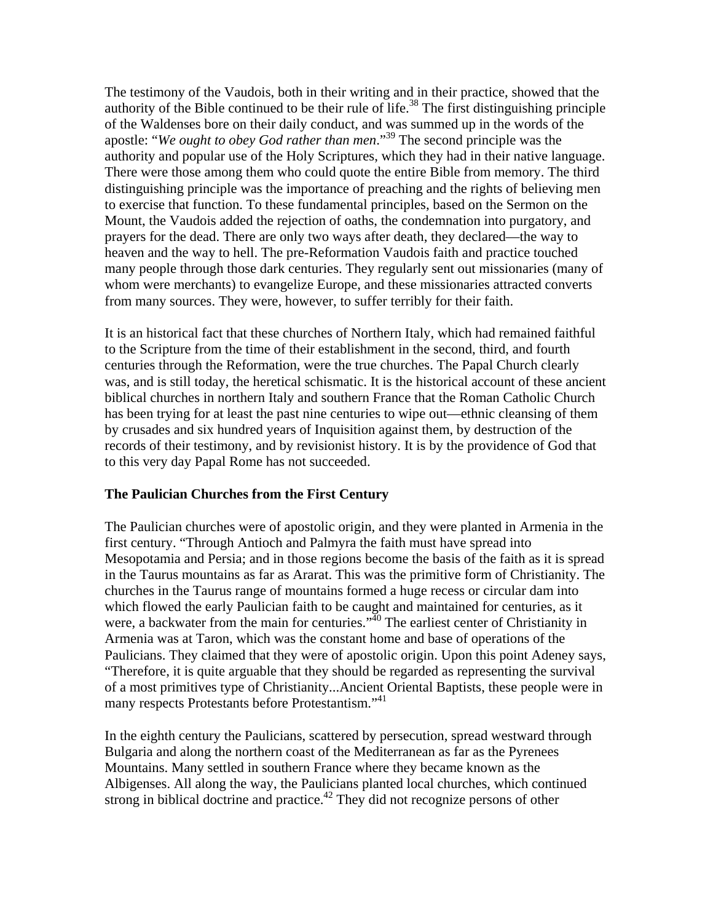The testimony of the Vaudois, both in their writing and in their practice, showed that the authority of the Bible continued to be their rule of life.[38] The first distinguishing principle of the Waldenses bore on their daily conduct, and was summed up in the words of the apostle: "*We ought to obey God rather than men*."[39] The second principle was the authority and popular use of the Holy Scriptures, which they had in their native language. There were those among them who could quote the entire Bible from memory. The third distinguishing principle was the importance of preaching and the rights of believing men to exercise that function. To these fundamental principles, based on the Sermon on the Mount, the Vaudois added the rejection of oaths, the condemnation into purgatory, and prayers for the dead. There are only two ways after death, they declared—the way to heaven and the way to hell. The pre-Reformation Vaudois faith and practice touched many people through those dark centuries. They regularly sent out missionaries (many of whom were merchants) to evangelize Europe, and these missionaries attracted converts from many sources. They were, however, to suffer terribly for their faith.

It is an historical fact that these churches of Northern Italy, which had remained faithful to the Scripture from the time of their establishment in the second, third, and fourth centuries through the Reformation, were the true churches. The Papal Church clearly was, and is still today, the heretical schismatic. It is the historical account of these ancient biblical churches in northern Italy and southern France that the Roman Catholic Church has been trying for at least the past nine centuries to wipe out—ethnic cleansing of them by crusades and six hundred years of Inquisition against them, by destruction of the records of their testimony, and by revisionist history. It is by the providence of God that to this very day Papal Rome has not succeeded.

**The Paulician Churches from the First Century**

The Paulician churches were of apostolic origin, and they were planted in Armenia in the first century. "Through Antioch and Palmyra the faith must have spread into Mesopotamia and Persia; and in those regions become the basis of the faith as it is spread in the Taurus mountains as far as Ararat. This was the primitive form of Christianity. The churches in the Taurus range of mountains formed a huge recess or circular dam into which flowed the early Paulician faith to be caught and maintained for centuries, as it were, a backwater from the main for centuries."[40] The earliest center of Christianity in Armenia was at Taron, which was the constant home and base of operations of the Paulicians. They claimed that they were of apostolic origin. Upon this point Adeney says, "Therefore, it is quite arguable that they should be regarded as representing the survival of a most primitives type of Christianity...Ancient Oriental Baptists, these people were in many respects Protestants before Protestantism."[41]

In the eighth century the Paulicians, scattered by persecution, spread westward through Bulgaria and along the northern coast of the Mediterranean as far as the Pyrenees Mountains. Many settled in southern France where they became known as the Albigenses. All along the way, the Paulicians planted local churches, which continued strong in biblical doctrine and practice.[42] They did not recognize persons of other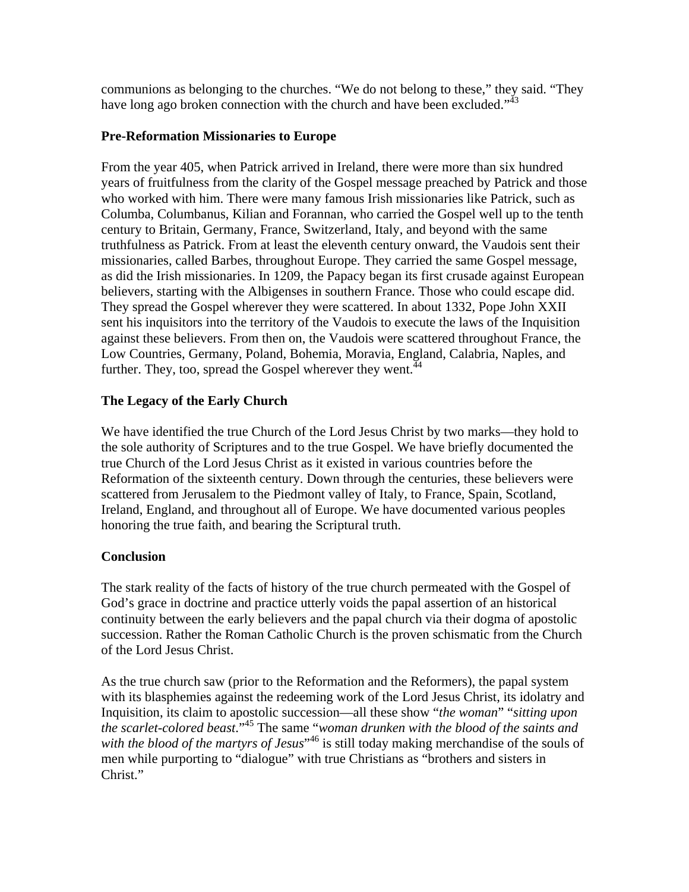communions as belonging to the churches. "We do not belong to these," they said. "They have long ago broken connection with the church and have been excluded."[43]

### Pre-Reformation Missionaries to Europe

From the year 405, when Patrick arrived in Ireland, there were more than six hundred years of fruitfulness from the clarity of the Gospel message preached by Patrick and those who worked with him. There were many famous Irish missionaries like Patrick, such as Columba, Columbanus, Kilian and Forannan, who carried the Gospel well up to the tenth century to Britain, Germany, France, Switzerland, Italy, and beyond with the same truthfulness as Patrick. From at least the eleventh century onward, the Vaudois sent their missionaries, called Barbes, throughout Europe. They carried the same Gospel message, as did the Irish missionaries. In 1209, the Papacy began its first crusade against European believers, starting with the Albigenses in southern France. Those who could escape did. They spread the Gospel wherever they were scattered. In about 1332, Pope John XXII sent his inquisitors into the territory of the Vaudois to execute the laws of the Inquisition against these believers. From then on, the Vaudois were scattered throughout France, the Low Countries, Germany, Poland, Bohemia, Moravia, England, Calabria, Naples, and further. They, too, spread the Gospel wherever they went.[44]

### The Legacy of the Early Church

We have identified the true Church of the Lord Jesus Christ by two marks—they hold to the sole authority of Scriptures and to the true Gospel. We have briefly documented the true Church of the Lord Jesus Christ as it existed in various countries before the Reformation of the sixteenth century. Down through the centuries, these believers were scattered from Jerusalem to the Piedmont valley of Italy, to France, Spain, Scotland, Ireland, England, and throughout all of Europe. We have documented various peoples honoring the true faith, and bearing the Scriptural truth.

### Conclusion

The stark reality of the facts of history of the true church permeated with the Gospel of God's grace in doctrine and practice utterly voids the papal assertion of an historical continuity between the early believers and the papal church via their dogma of apostolic succession. Rather the Roman Catholic Church is the proven schismatic from the Church of the Lord Jesus Christ.

As the true church saw (prior to the Reformation and the Reformers), the papal system with its blasphemies against the redeeming work of the Lord Jesus Christ, its idolatry and Inquisition, its claim to apostolic succession—all these show "*the woman*" "*sitting upon the scarlet-colored beast*."[45] The same "*woman drunken with the blood of the saints and with the blood of the martyrs of Jesus*"[46] is still today making merchandise of the souls of men while purporting to "dialogue" with true Christians as "brothers and sisters in Christ."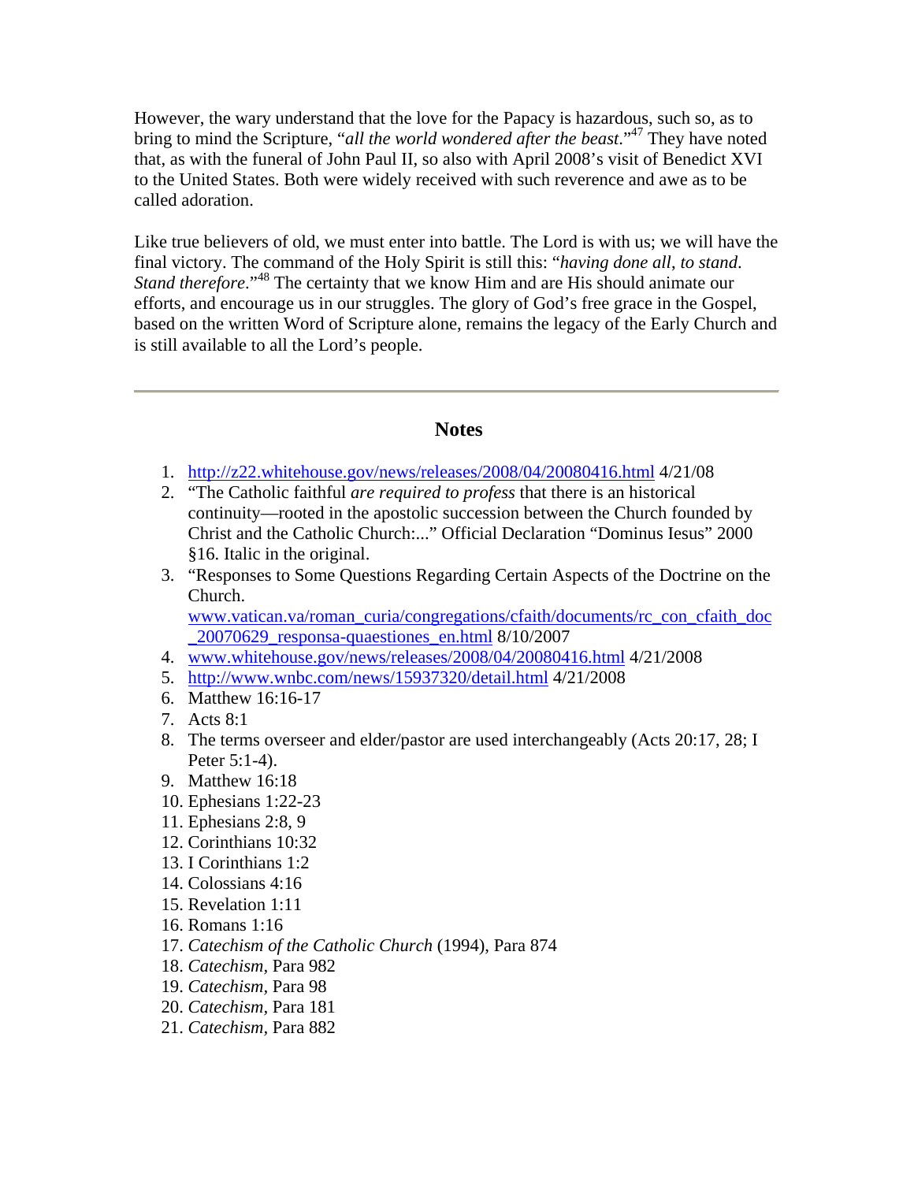However, the wary understand that the love for the Papacy is hazardous, such so, as to bring to mind the Scripture, "*all the world wondered after the beast*."[47] They have noted that, as with the funeral of John Paul II, so also with April 2008's visit of Benedict XVI to the United States. Both were widely received with such reverence and awe as to be called adoration.

Like true believers of old, we must enter into battle. The Lord is with us; we will have the final victory. The command of the Holy Spirit is still this: "*having done all, to stand. Stand therefore*."[48] The certainty that we know Him and are His should animate our efforts, and encourage us in our struggles. The glory of God's free grace in the Gospel, based on the written Word of Scripture alone, remains the legacy of the Early Church and is still available to all the Lord's people.

---

## Notes

1. http://z22.whitehouse.gov/news/releases/2008/04/20080416.html 4/21/08
2. "The Catholic faithful *are required to profess* that there is an historical continuity—rooted in the apostolic succession between the Church founded by Christ and the Catholic Church:..." Official Declaration "Dominus Iesus" 2000 §16. Italic in the original.
3. "Responses to Some Questions Regarding Certain Aspects of the Doctrine on the Church. www.vatican.va/roman_curia/congregations/cfaith/documents/rc_con_cfaith_doc_20070629_responsa-quaestiones_en.html 8/10/2007
4. www.whitehouse.gov/news/releases/2008/04/20080416.html 4/21/2008
5. http://www.wnbc.com/news/15937320/detail.html 4/21/2008
6. Matthew 16:16-17
7. Acts 8:1
8. The terms overseer and elder/pastor are used interchangeably (Acts 20:17, 28; I Peter 5:1-4).
9. Matthew 16:18
10. Ephesians 1:22-23
11. Ephesians 2:8, 9
12. Corinthians 10:32
13. I Corinthians 1:2
14. Colossians 4:16
15. Revelation 1:11
16. Romans 1:16
17. *Catechism of the Catholic Church* (1994), Para 874
18. *Catechism*, Para 982
19. *Catechism*, Para 98
20. *Catechism*, Para 181
21. *Catechism*, Para 882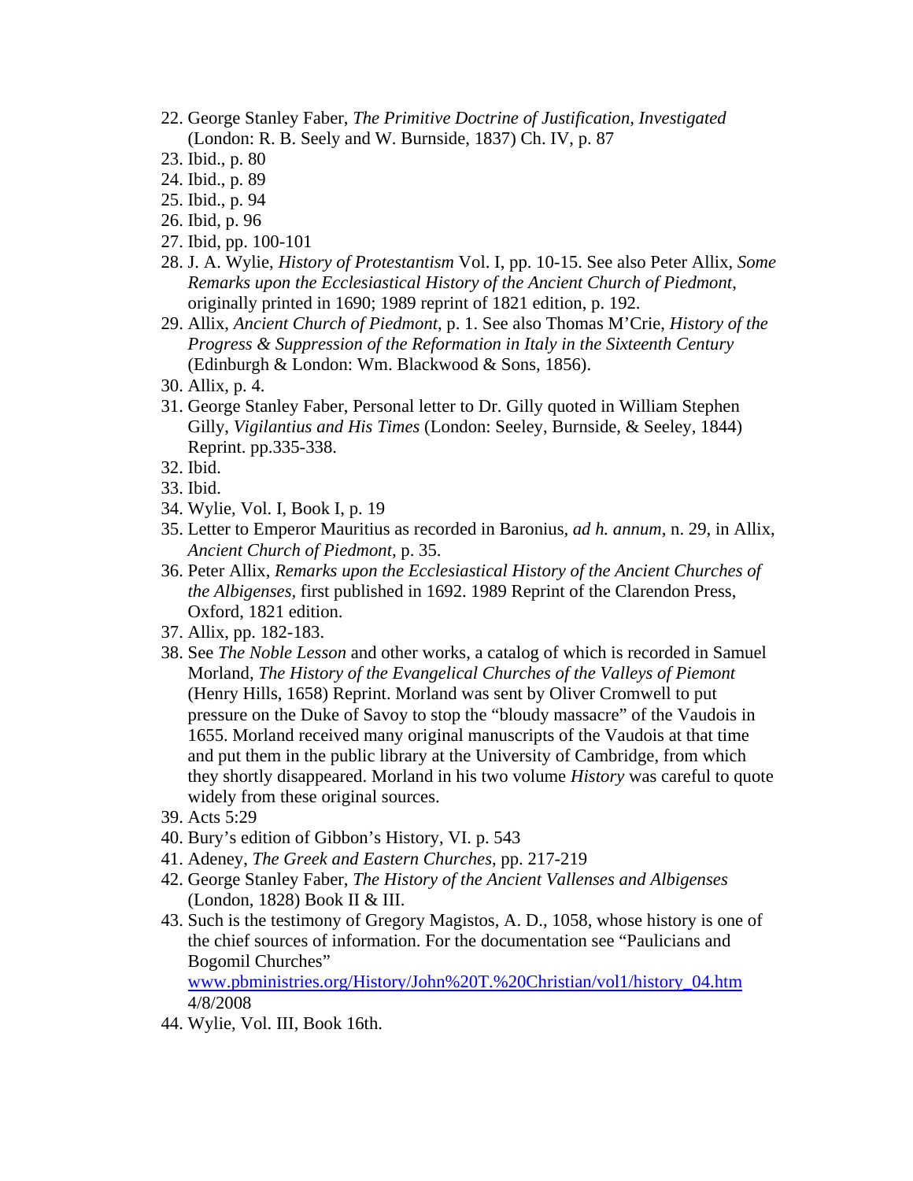22. George Stanley Faber, *The Primitive Doctrine of Justification, Investigated* (London: R. B. Seely and W. Burnside, 1837) Ch. IV, p. 87
23. Ibid., p. 80
24. Ibid., p. 89
25. Ibid., p. 94
26. Ibid, p. 96
27. Ibid, pp. 100-101
28. J. A. Wylie, *History of Protestantism* Vol. I, pp. 10-15. See also Peter Allix, *Some Remarks upon the Ecclesiastical History of the Ancient Church of Piedmont*, originally printed in 1690; 1989 reprint of 1821 edition, p. 192.
29. Allix, *Ancient Church of Piedmont*, p. 1. See also Thomas M'Crie, *History of the Progress & Suppression of the Reformation in Italy in the Sixteenth Century* (Edinburgh & London: Wm. Blackwood & Sons, 1856).
30. Allix, p. 4.
31. George Stanley Faber, Personal letter to Dr. Gilly quoted in William Stephen Gilly, *Vigilantius and His Times* (London: Seeley, Burnside, & Seeley, 1844) Reprint. pp.335-338.
32. Ibid.
33. Ibid.
34. Wylie, Vol. I, Book I, p. 19
35. Letter to Emperor Mauritius as recorded in Baronius, *ad h. annum*, n. 29, in Allix, *Ancient Church of Piedmont*, p. 35.
36. Peter Allix, *Remarks upon the Ecclesiastical History of the Ancient Churches of the Albigenses*, first published in 1692. 1989 Reprint of the Clarendon Press, Oxford, 1821 edition.
37. Allix, pp. 182-183.
38. See *The Noble Lesson* and other works, a catalog of which is recorded in Samuel Morland, *The History of the Evangelical Churches of the Valleys of Piemont* (Henry Hills, 1658) Reprint. Morland was sent by Oliver Cromwell to put pressure on the Duke of Savoy to stop the "bloudy massacre" of the Vaudois in 1655. Morland received many original manuscripts of the Vaudois at that time and put them in the public library at the University of Cambridge, from which they shortly disappeared. Morland in his two volume *History* was careful to quote widely from these original sources.
39. Acts 5:29
40. Bury's edition of Gibbon's History, VI. p. 543
41. Adeney, *The Greek and Eastern Churches*, pp. 217-219
42. George Stanley Faber, *The History of the Ancient Vallenses and Albigenses* (London, 1828) Book II & III.
43. Such is the testimony of Gregory Magistos, A. D., 1058, whose history is one of the chief sources of information. For the documentation see "Paulicians and Bogomil Churches" www.pbministries.org/History/John%20T.%20Christian/vol1/history_04.htm 4/8/2008
44. Wylie, Vol. III, Book 16th.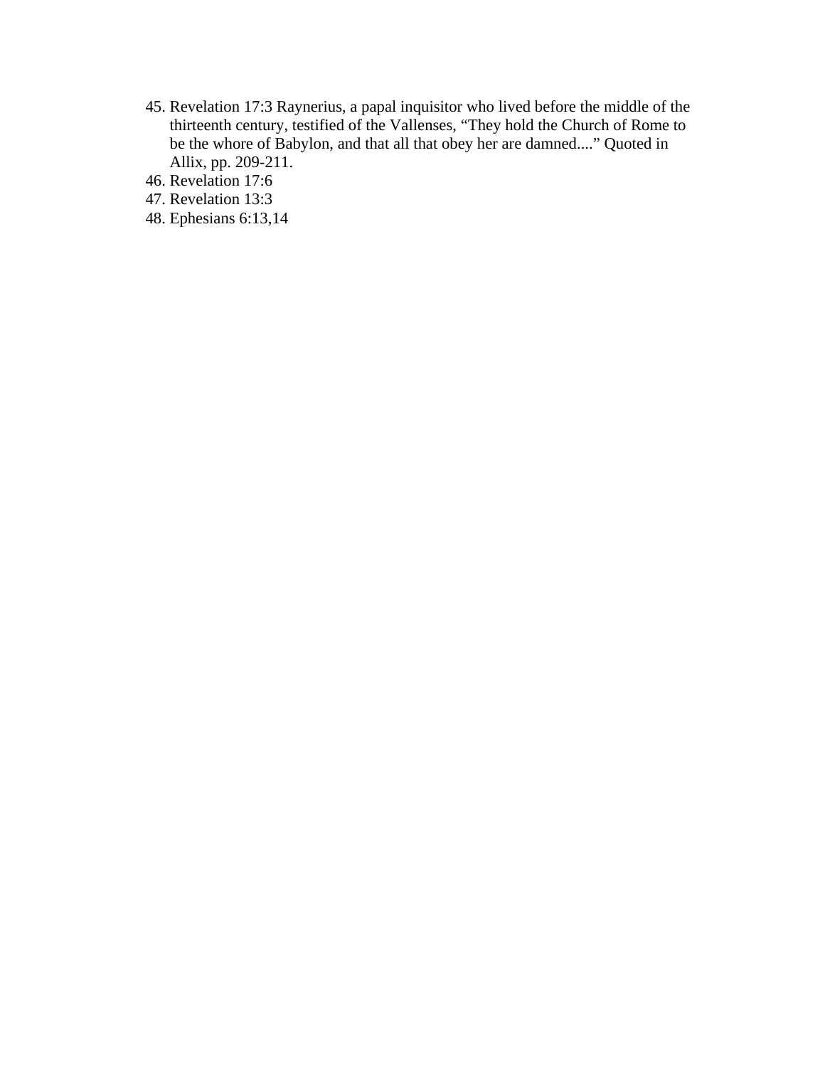45. Revelation 17:3 Raynerius, a papal inquisitor who lived before the middle of the thirteenth century, testified of the Vallenses, “They hold the Church of Rome to be the whore of Babylon, and that all that obey her are damned....” Quoted in Allix, pp. 209-211.
46. Revelation 17:6
47. Revelation 13:3
48. Ephesians 6:13,14